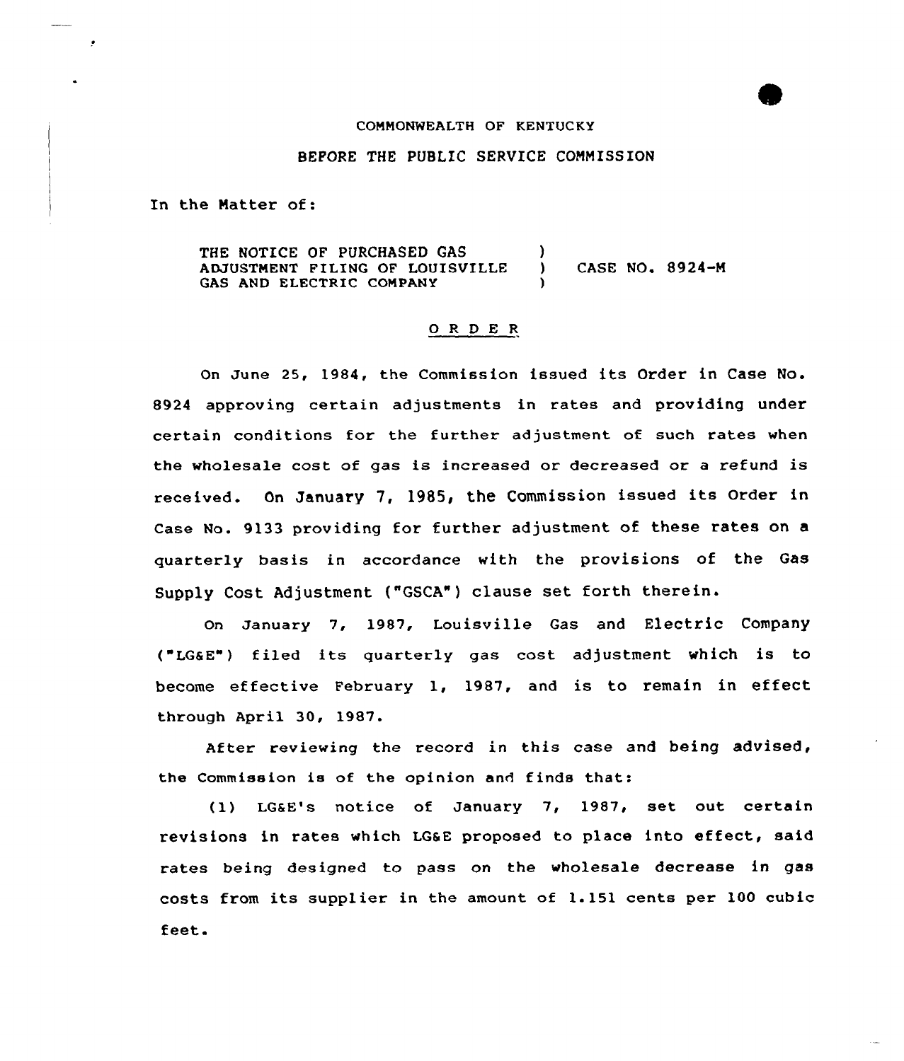COMMONWEALTH OF KENTUCKY

BEFORE THE PUBLIC SERVICE COMMISSION

In the Matter of:

THE NOTICE OF PURCHASED GAS ADJUSTMENT FILING OF LOUISVILLE GAS AND ELECTRIC COMPANY ) CASE NO. 8924-M

## O R D E R

On June 25, 1984, the Commission issued its Order in Case No. 8924 approving certain adjustments in rates and providing under certain conditions for the further adjustment of such rates when the wholesale cost of gas is increased or decreased or a refund is received. On January 7, 1985, the Commission issued its Order in Case No. 9133 providing for further adjustment of these rates on a quarterly basis in accordance with the provisions of the Gas Supply Cost Adjustment ("GSCA") clause set forth therein.

On January 7, 1987, Louisville Gas and Electric Company ("LG&E") filed its quarterly gas cost adjustment which is to become effective February 1, 1987, and is to remain in effect through April 30, 1987.

After reviewing the record in this case and being advised, the Commission is of the opinion and finds that:

(1) LG&E's notice of January 7, 1987, set out certain revisions in rates which LG&E proposed to place into effect, said rates being designed to pass on the wholesale decrease in gas costs from its supplier in the amount of 1.151 cents per 100 cubic feet.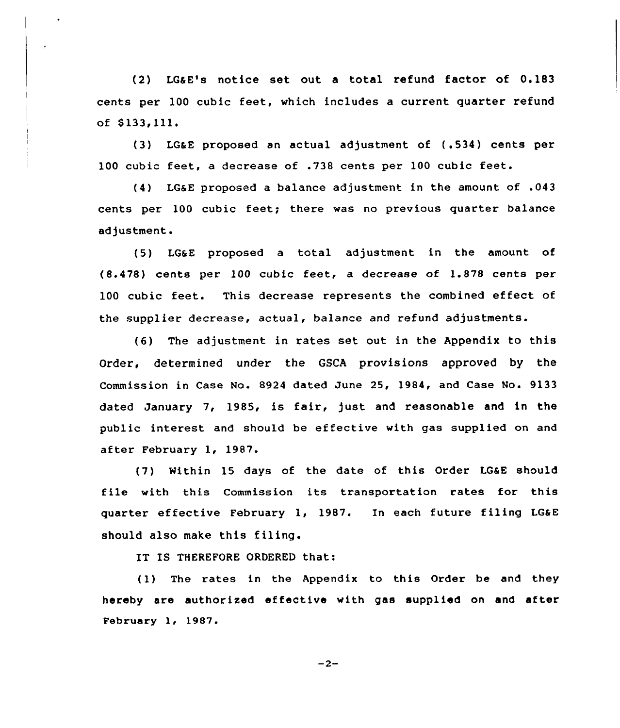(2) LG&E's notice set out a total refund factor of 0.183 cents per 100 cubic feet, which includes a current quarter refund of $133,111.

(3) LG&E proposed an actual adjustment of (.534) cents per 100 cubic feet, a decrease of .738 cents per 100 cubic feet.

(4) LG&E proposed a balance adjustment in the amount of .043 cents per 100 cubic feet; there was no previous quarter balance adjustment.

(5) LG&E proposed a total adjustment in the amount of (8.478) cents per 100 cubic feet, a decrease of 1.878 cents per 100 cubic feet. This decrease represents the combined effect of the supplier decrease, actual, balance and refund adjustments.

(6) The adjustment in rates set out in the Appendix to this Order, determined under the GSCA provisions approved by the Commission in Case No. 8924 dated June 25, 1984, and Case No. 9133 dated January 7, 1985, is fair, just and reasonable and in the public interest and should be effective with gas supplied on and after February 1, 1987.

(7) Within 15 days of the date of this Order LG&E should file with this Commission its transportation rates for this quarter effective February 1, 1987. In each future filing LG&E should also make this filing.

IT IS THEREFORE ORDERED that:

(1) The rates in the Appendix to this Order be and they hereby are authorized effective with gas supplied on and after February 1, 1987.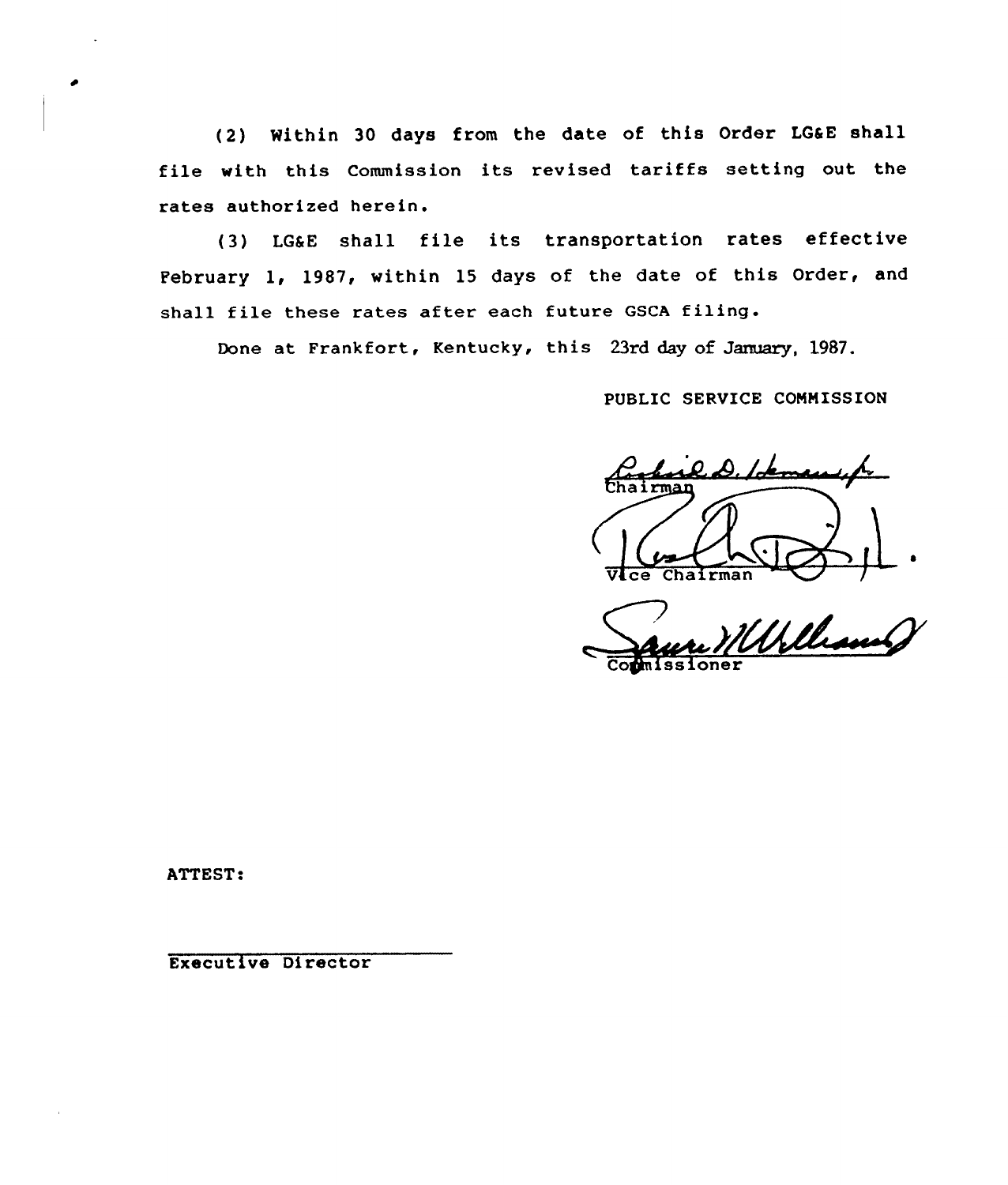(2) Within 30 days from the date of this Order LG&E shall file with this Commission its revised tariffs setting out the rates authorized herein.

(3) LG&E shall file its transportation rates effective February 1, 1987, within 15 days of the date of this Order, and shall file these rates after each future GSCA filing.

Done at Frankfort, Kentucky, this 23rd day of January, 1987.

PUBLIC SERVICE COMMISSION

Chairman

Vice Chairman

Commissioner

ATTEST:

Executive Director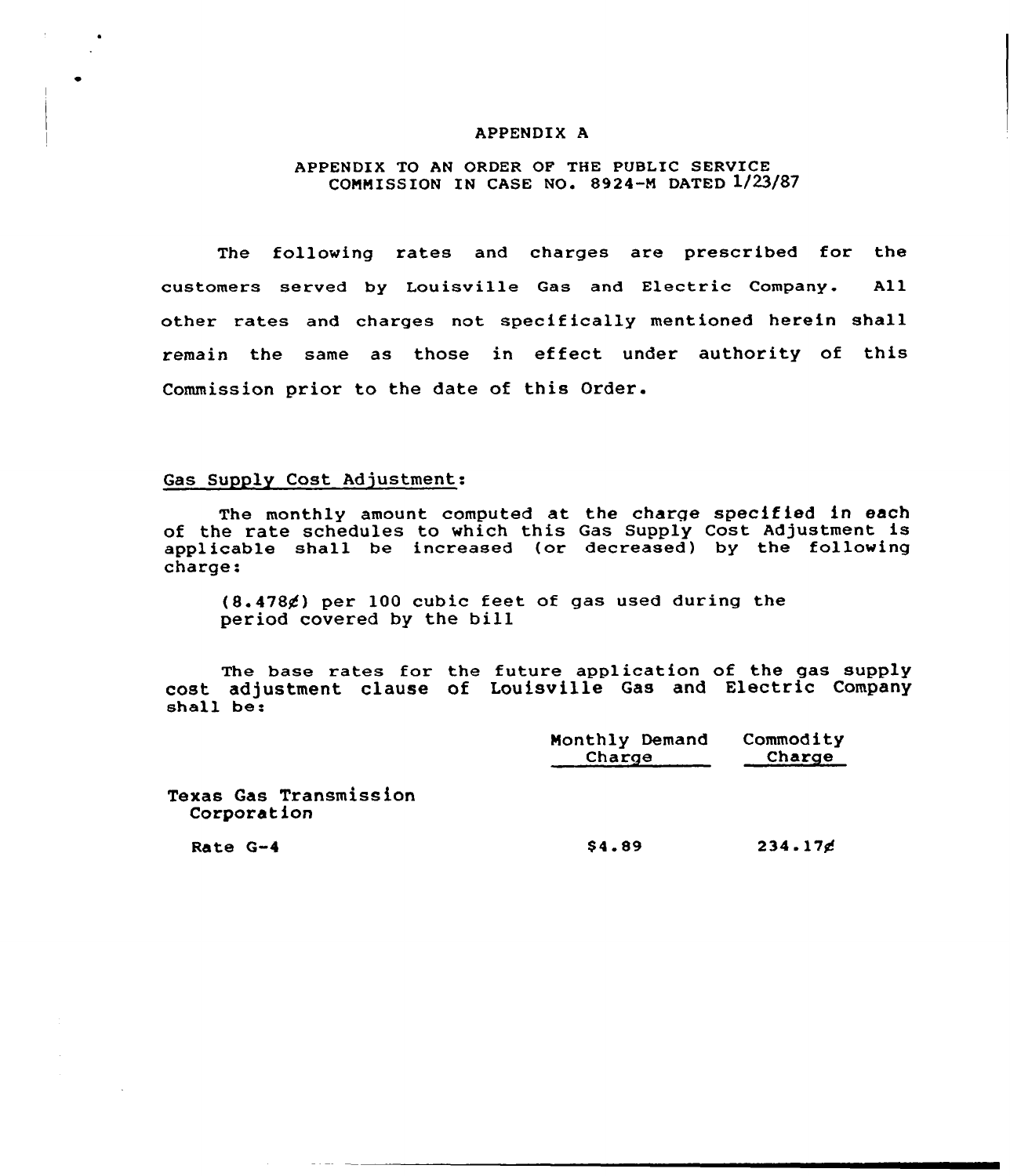# APPENDIX A

## APPENDIX TO AN ORDER OF THE PUBLIC SERVICE COMMISSION IN CASE NO. 8924-M DATED 1/23/87

The following rates and charges are prescribed for the customers served by Louisville Gas and Electric Company. All other rates and charges not specifically mentioned herein shall remain the same as those in effect under authority of this Commission prior to the date of this Order.

Gas Supply Cost Adjustment:

The monthly amount computed at the charge specified in each of the rate schedules to which this Gas Supply Cost Adjustment is applicable shall be increased (or decreased) by the following charge:

(8.478¢) per 100 cubic feet of gas used during the period covered by the bill

The base rates for the future application of the gas supply cost adjustment clause of Louisville Gas and Electric Company shall be:

| | Monthly Demand Charge | Commodity Charge |
|---|---|---|
| Texas Gas Transmission Corporation | | |
| Rate G-4 | $4.89 | 234.17¢ |